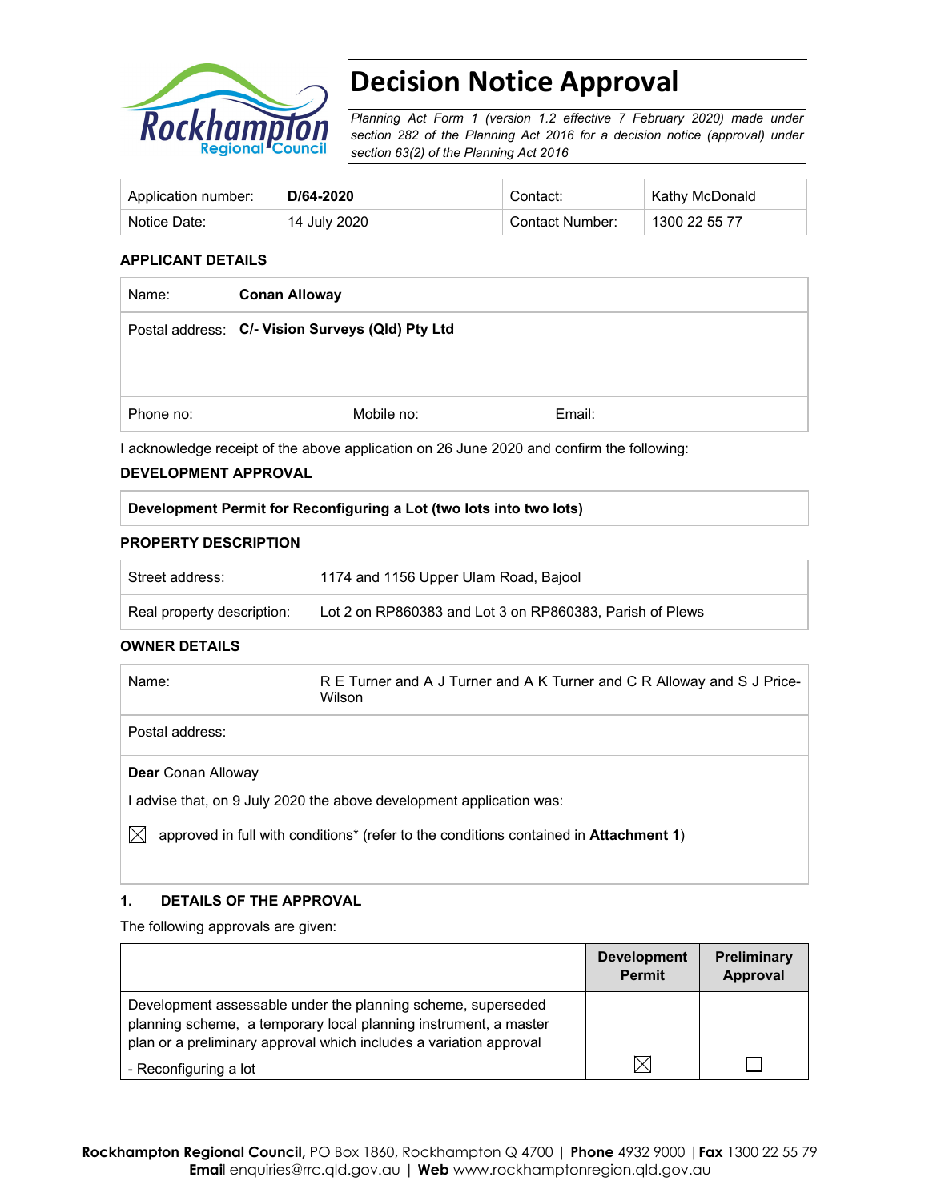# Decision Notice Approval

*Planning Act Form 1 (version 1.2 effective 7 February 2020) made under section 282 of the Planning Act 2016 for a decision notice (approval) under section 63(2) of the Planning Act 2016*

| Application number: | **D/64-2020** | Contact: | Kathy McDonald |
|---|---|---|---|
| Notice Date: | 14 July 2020 | Contact Number: | 1300 22 55 77 |

### APPLICANT DETAILS

| Name: | **Conan Alloway** | |
|---|---|---|
| Postal address: | **C/- Vision Surveys (Qld) Pty Ltd** | |
| Phone no: | Mobile no: | Email: |

I acknowledge receipt of the above application on 26 June 2020 and confirm the following:

### DEVELOPMENT APPROVAL

| **Development Permit for Reconfiguring a Lot (two lots into two lots)** |
|---|

### PROPERTY DESCRIPTION

| Street address: | 1174 and 1156 Upper Ulam Road, Bajool |
|---|---|
| Real property description: | Lot 2 on RP860383 and Lot 3 on RP860383, Parish of Plews |

### OWNER DETAILS

| Name: | R E Turner and A J Turner and A K Turner and C R Alloway and S J Price-Wilson |
|---|---|
| Postal address: | |

**Dear** Conan Alloway

I advise that, on 9 July 2020 the above development application was:

☒ approved in full with conditions* (refer to the conditions contained in **Attachment 1**)

### 1. DETAILS OF THE APPROVAL

The following approvals are given:

| | **Development Permit** | **Preliminary Approval** |
|---|---|---|
| Development assessable under the planning scheme, superseded planning scheme, a temporary local planning instrument, a master plan or a preliminary approval which includes a variation approval<br>- Reconfiguring a lot | ☒ | ☐ |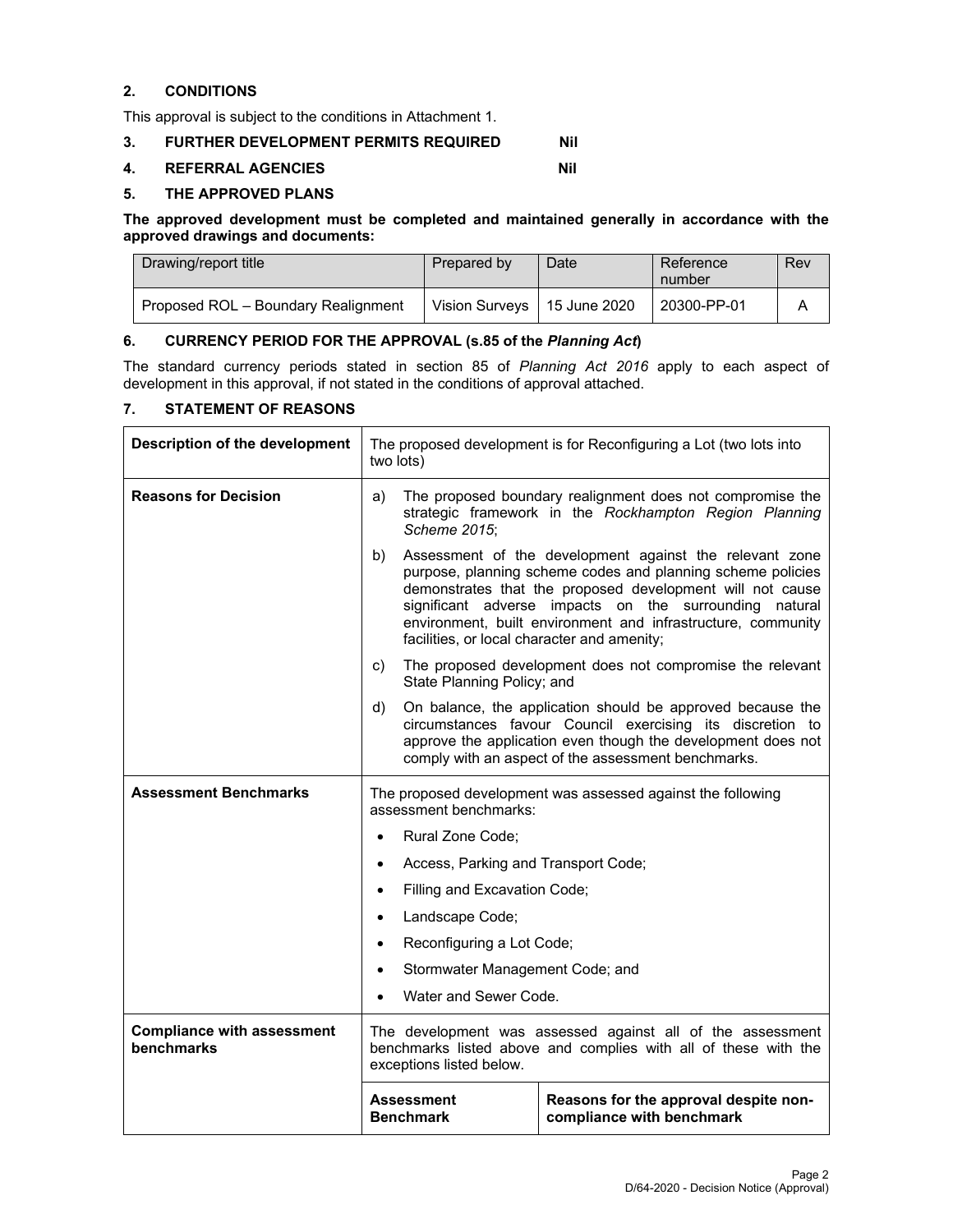## 2. CONDITIONS

This approval is subject to the conditions in Attachment 1.

## 3. FURTHER DEVELOPMENT PERMITS REQUIRED Nil

## 4. REFERRAL AGENCIES Nil

## 5. THE APPROVED PLANS

**The approved development must be completed and maintained generally in accordance with the approved drawings and documents:**

| Drawing/report title | Prepared by | Date | Reference number | Rev |
|---|---|---|---|---|
| Proposed ROL – Boundary Realignment | Vision Surveys | 15 June 2020 | 20300-PP-01 | A |

## 6. CURRENCY PERIOD FOR THE APPROVAL (s.85 of the *Planning Act*)

The standard currency periods stated in section 85 of *Planning Act 2016* apply to each aspect of development in this approval, if not stated in the conditions of approval attached.

## 7. STATEMENT OF REASONS

| | | |
|---|---|---|
| **Description of the development** | The proposed development is for Reconfiguring a Lot (two lots into two lots) | |
| **Reasons for Decision** | a) The proposed boundary realignment does not compromise the strategic framework in the *Rockhampton Region Planning Scheme 2015*;<br>b) Assessment of the development against the relevant zone purpose, planning scheme codes and planning scheme policies demonstrates that the proposed development will not cause significant adverse impacts on the surrounding natural environment, built environment and infrastructure, community facilities, or local character and amenity;<br>c) The proposed development does not compromise the relevant State Planning Policy; and<br>d) On balance, the application should be approved because the circumstances favour Council exercising its discretion to approve the application even though the development does not comply with an aspect of the assessment benchmarks. | |
| **Assessment Benchmarks** | The proposed development was assessed against the following assessment benchmarks:<br>• Rural Zone Code;<br>• Access, Parking and Transport Code;<br>• Filling and Excavation Code;<br>• Landscape Code;<br>• Reconfiguring a Lot Code;<br>• Stormwater Management Code; and<br>• Water and Sewer Code. | |
| **Compliance with assessment benchmarks** | The development was assessed against all of the assessment benchmarks listed above and complies with all of these with the exceptions listed below. | |
| | **Assessment Benchmark** | **Reasons for the approval despite non-compliance with benchmark** |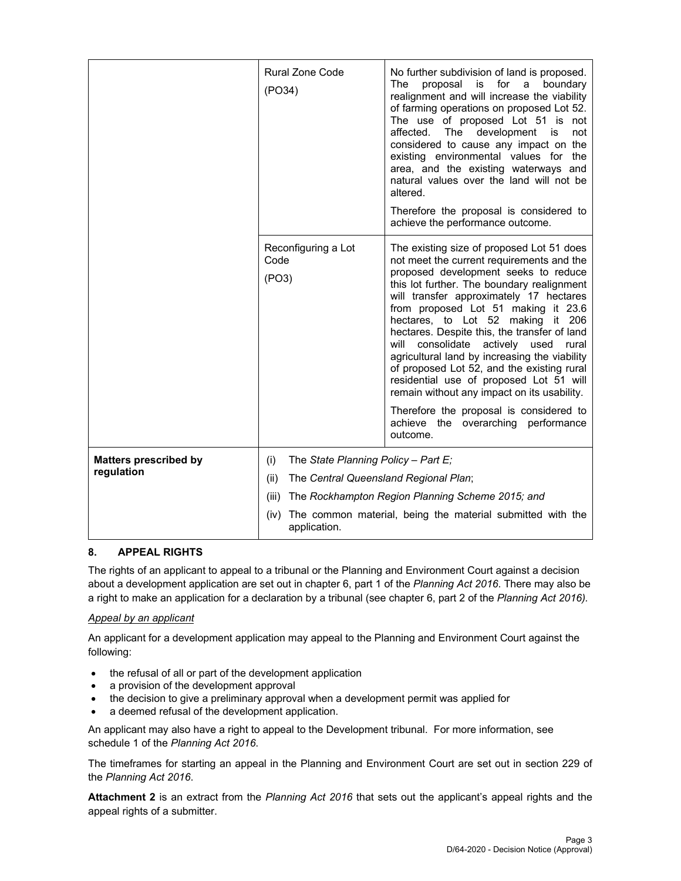| | | |
|---|---|---|
| | Rural Zone Code<br>(PO34) | No further subdivision of land is proposed. The proposal is for a boundary realignment and will increase the viability of farming operations on proposed Lot 52. The use of proposed Lot 51 is not affected. The development is not considered to cause any impact on the existing environmental values for the area, and the existing waterways and natural values over the land will not be altered.<br><br>Therefore the proposal is considered to achieve the performance outcome. |
| | Reconfiguring a Lot Code<br>(PO3) | The existing size of proposed Lot 51 does not meet the current requirements and the proposed development seeks to reduce this lot further. The boundary realignment will transfer approximately 17 hectares from proposed Lot 51 making it 23.6 hectares, to Lot 52 making it 206 hectares. Despite this, the transfer of land will consolidate actively used rural agricultural land by increasing the viability of proposed Lot 52, and the existing rural residential use of proposed Lot 51 will remain without any impact on its usability.<br><br>Therefore the proposal is considered to achieve the overarching performance outcome. |
| **Matters prescribed by regulation** | (i) The *State Planning Policy – Part E;*<br>(ii) The *Central Queensland Regional Plan*;<br>(iii) The *Rockhampton Region Planning Scheme 2015; and*<br>(iv) The common material, being the material submitted with the application. | |

## 8. APPEAL RIGHTS

The rights of an applicant to appeal to a tribunal or the Planning and Environment Court against a decision about a development application are set out in chapter 6, part 1 of the *Planning Act 2016*. There may also be a right to make an application for a declaration by a tribunal (see chapter 6, part 2 of the *Planning Act 2016).*

*Appeal by an applicant*

An applicant for a development application may appeal to the Planning and Environment Court against the following:

- the refusal of all or part of the development application
- a provision of the development approval
- the decision to give a preliminary approval when a development permit was applied for
- a deemed refusal of the development application.

An applicant may also have a right to appeal to the Development tribunal. For more information, see schedule 1 of the *Planning Act 2016*.

The timeframes for starting an appeal in the Planning and Environment Court are set out in section 229 of the *Planning Act 2016*.

**Attachment 2** is an extract from the *Planning Act 2016* that sets out the applicant's appeal rights and the appeal rights of a submitter.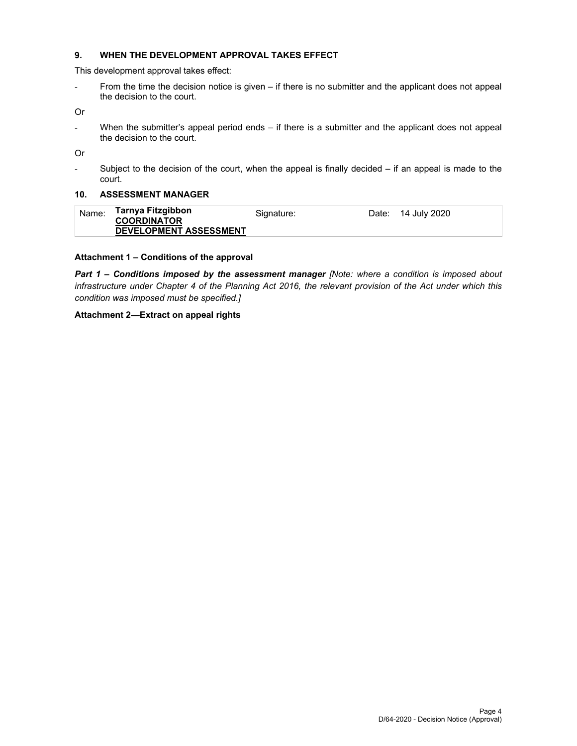## 9. WHEN THE DEVELOPMENT APPROVAL TAKES EFFECT

This development approval takes effect:

- From the time the decision notice is given – if there is no submitter and the applicant does not appeal the decision to the court.

Or

- When the submitter's appeal period ends – if there is a submitter and the applicant does not appeal the decision to the court.

Or

- Subject to the decision of the court, when the appeal is finally decided – if an appeal is made to the court.

## 10. ASSESSMENT MANAGER

| Name: | **Tarnya Fitzgibbon**<br>**COORDINATOR**<br>**DEVELOPMENT ASSESSMENT** | Signature: | Date: | 14 July 2020 |
|---|---|---|---|---|

**Attachment 1 – Conditions of the approval**

***Part 1 – Conditions imposed by the assessment manager*** *[Note: where a condition is imposed about infrastructure under Chapter 4 of the Planning Act 2016, the relevant provision of the Act under which this condition was imposed must be specified.]*

**Attachment 2—Extract on appeal rights**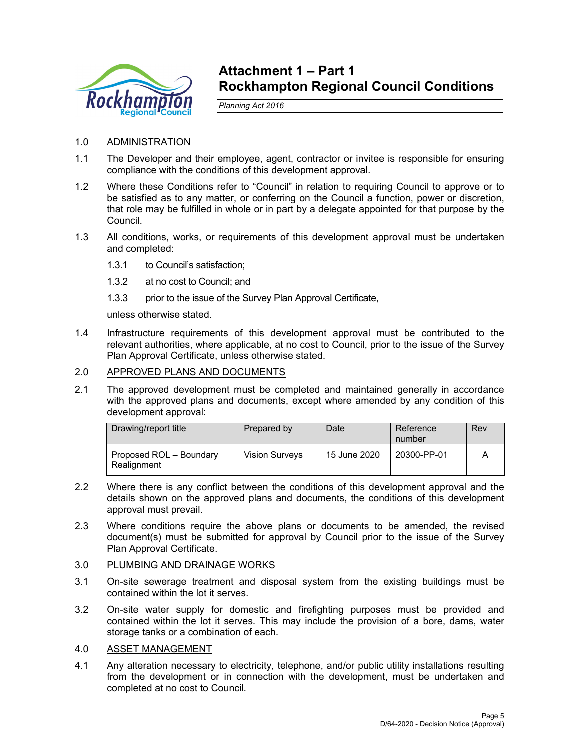# Attachment 1 – Part 1
# Rockhampton Regional Council Conditions

*Planning Act 2016*

1.0 ADMINISTRATION

1.1 The Developer and their employee, agent, contractor or invitee is responsible for ensuring compliance with the conditions of this development approval.

1.2 Where these Conditions refer to "Council" in relation to requiring Council to approve or to be satisfied as to any matter, or conferring on the Council a function, power or discretion, that role may be fulfilled in whole or in part by a delegate appointed for that purpose by the Council.

1.3 All conditions, works, or requirements of this development approval must be undertaken and completed:

1.3.1 to Council's satisfaction;

1.3.2 at no cost to Council; and

1.3.3 prior to the issue of the Survey Plan Approval Certificate,

unless otherwise stated.

1.4 Infrastructure requirements of this development approval must be contributed to the relevant authorities, where applicable, at no cost to Council, prior to the issue of the Survey Plan Approval Certificate, unless otherwise stated.

2.0 APPROVED PLANS AND DOCUMENTS

2.1 The approved development must be completed and maintained generally in accordance with the approved plans and documents, except where amended by any condition of this development approval:

| Drawing/report title | Prepared by | Date | Reference number | Rev |
|---|---|---|---|---|
| Proposed ROL – Boundary Realignment | Vision Surveys | 15 June 2020 | 20300-PP-01 | A |

2.2 Where there is any conflict between the conditions of this development approval and the details shown on the approved plans and documents, the conditions of this development approval must prevail.

2.3 Where conditions require the above plans or documents to be amended, the revised document(s) must be submitted for approval by Council prior to the issue of the Survey Plan Approval Certificate.

3.0 PLUMBING AND DRAINAGE WORKS

3.1 On-site sewerage treatment and disposal system from the existing buildings must be contained within the lot it serves.

3.2 On-site water supply for domestic and firefighting purposes must be provided and contained within the lot it serves. This may include the provision of a bore, dams, water storage tanks or a combination of each.

4.0 ASSET MANAGEMENT

4.1 Any alteration necessary to electricity, telephone, and/or public utility installations resulting from the development or in connection with the development, must be undertaken and completed at no cost to Council.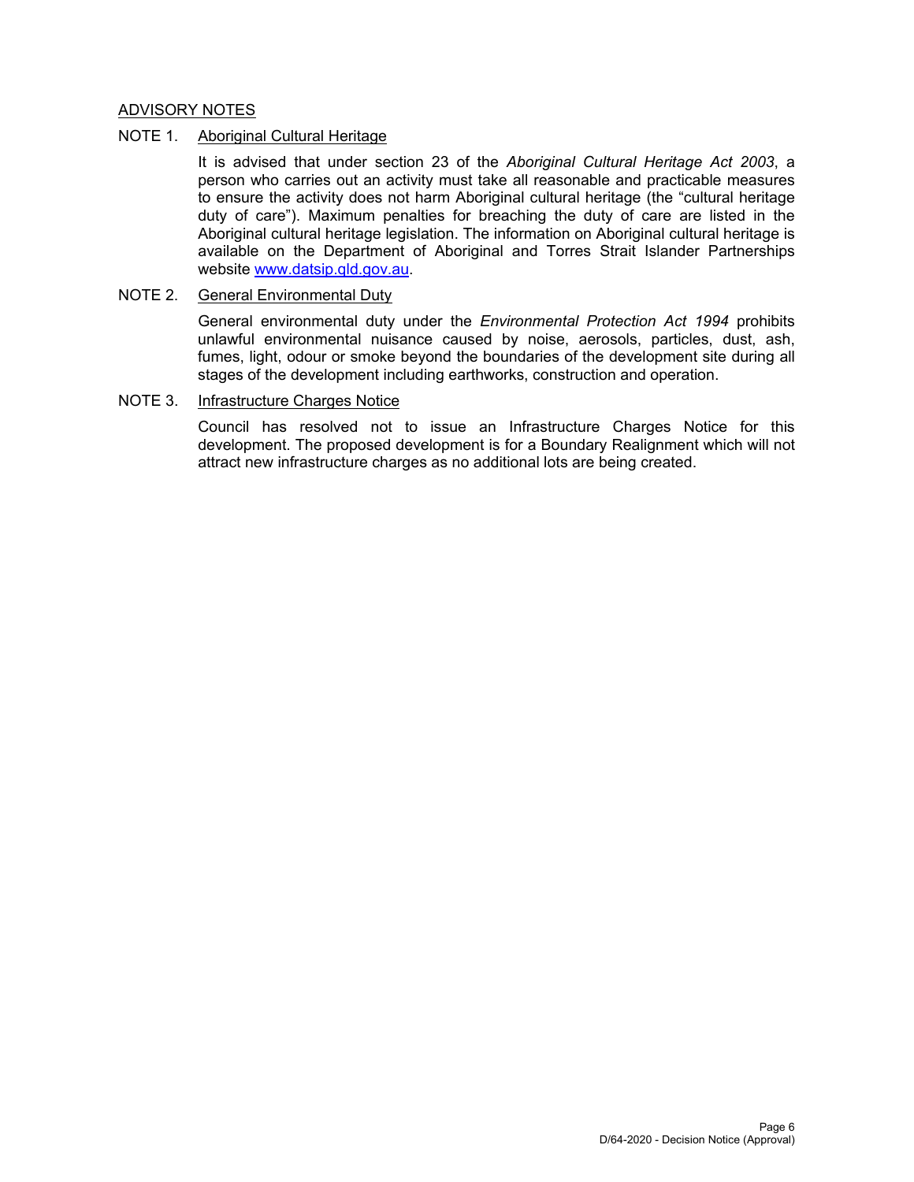## ADVISORY NOTES

### NOTE 1. Aboriginal Cultural Heritage

It is advised that under section 23 of the *Aboriginal Cultural Heritage Act 2003*, a person who carries out an activity must take all reasonable and practicable measures to ensure the activity does not harm Aboriginal cultural heritage (the "cultural heritage duty of care"). Maximum penalties for breaching the duty of care are listed in the Aboriginal cultural heritage legislation. The information on Aboriginal cultural heritage is available on the Department of Aboriginal and Torres Strait Islander Partnerships website [www.datsip.qld.gov.au](http://www.datsip.qld.gov.au).

### NOTE 2. General Environmental Duty

General environmental duty under the *Environmental Protection Act 1994* prohibits unlawful environmental nuisance caused by noise, aerosols, particles, dust, ash, fumes, light, odour or smoke beyond the boundaries of the development site during all stages of the development including earthworks, construction and operation.

### NOTE 3. Infrastructure Charges Notice

Council has resolved not to issue an Infrastructure Charges Notice for this development. The proposed development is for a Boundary Realignment which will not attract new infrastructure charges as no additional lots are being created.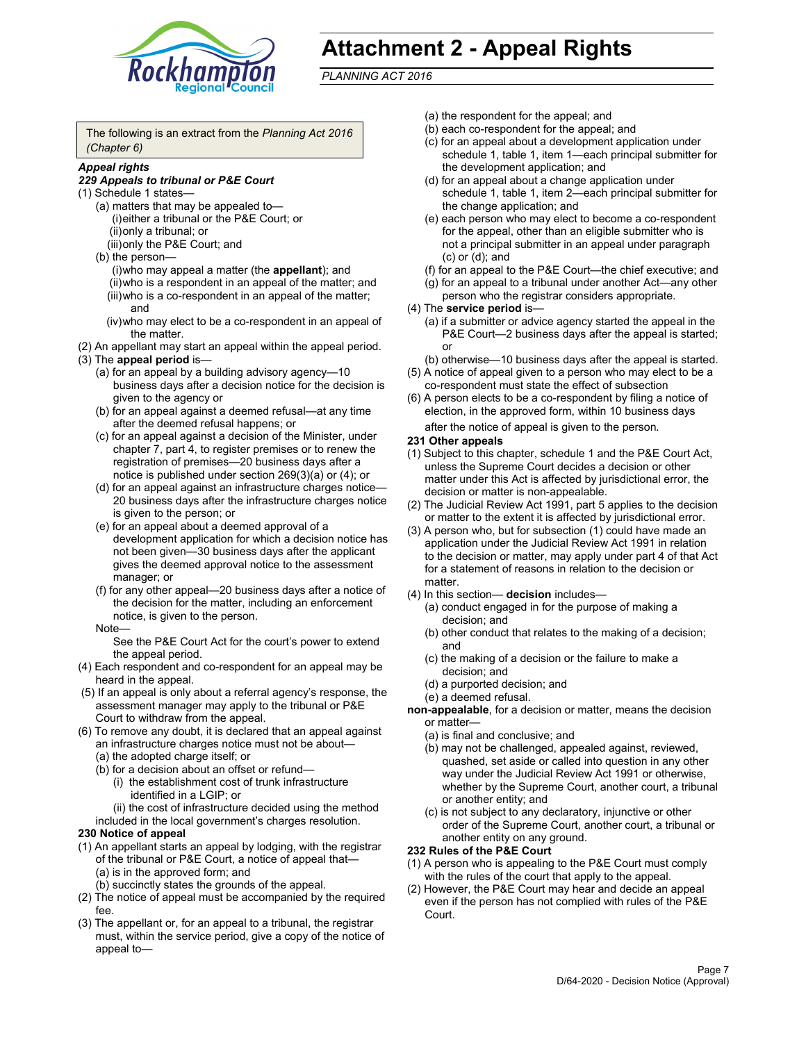# Attachment 2 - Appeal Rights

*PLANNING ACT 2016*

The following is an extract from the *Planning Act 2016 (Chapter 6)*

***Appeal rights***

***229 Appeals to tribunal or P&E Court***

(1) Schedule 1 states—
- (a) matters that may be appealed to—
  - (i) either a tribunal or the P&E Court; or
  - (ii) only a tribunal; or
  - (iii) only the P&E Court; and
- (b) the person—
  - (i) who may appeal a matter (the **appellant**); and
  - (ii) who is a respondent in an appeal of the matter; and
  - (iii) who is a co-respondent in an appeal of the matter; and
  - (iv) who may elect to be a co-respondent in an appeal of the matter.

(2) An appellant may start an appeal within the appeal period.

(3) The **appeal period** is—
- (a) for an appeal by a building advisory agency—10 business days after a decision notice for the decision is given to the agency or
- (b) for an appeal against a deemed refusal—at any time after the deemed refusal happens; or
- (c) for an appeal against a decision of the Minister, under chapter 7, part 4, to register premises or to renew the registration of premises—20 business days after a notice is published under section 269(3)(a) or (4); or
- (d) for an appeal against an infrastructure charges notice—20 business days after the infrastructure charges notice is given to the person; or
- (e) for an appeal about a deemed approval of a development application for which a decision notice has not been given—30 business days after the applicant gives the deemed approval notice to the assessment manager; or
- (f) for any other appeal—20 business days after a notice of the decision for the matter, including an enforcement notice, is given to the person.

Note—

See the P&E Court Act for the court's power to extend the appeal period.

(4) Each respondent and co-respondent for an appeal may be heard in the appeal.

(5) If an appeal is only about a referral agency's response, the assessment manager may apply to the tribunal or P&E Court to withdraw from the appeal.

(6) To remove any doubt, it is declared that an appeal against an infrastructure charges notice must not be about—
- (a) the adopted charge itself; or
- (b) for a decision about an offset or refund—
  - (i) the establishment cost of trunk infrastructure identified in a LGIP; or
  - (ii) the cost of infrastructure decided using the method included in the local government's charges resolution.

**230 Notice of appeal**

(1) An appellant starts an appeal by lodging, with the registrar of the tribunal or P&E Court, a notice of appeal that—
- (a) is in the approved form; and
- (b) succinctly states the grounds of the appeal.

(2) The notice of appeal must be accompanied by the required fee.

(3) The appellant or, for an appeal to a tribunal, the registrar must, within the service period, give a copy of the notice of appeal to—
- (a) the respondent for the appeal; and
- (b) each co-respondent for the appeal; and
- (c) for an appeal about a development application under schedule 1, table 1, item 1—each principal submitter for the development application; and
- (d) for an appeal about a change application under schedule 1, table 1, item 2—each principal submitter for the change application; and
- (e) each person who may elect to become a co-respondent for the appeal, other than an eligible submitter who is not a principal submitter in an appeal under paragraph (c) or (d); and
- (f) for an appeal to the P&E Court—the chief executive; and
- (g) for an appeal to a tribunal under another Act—any other person who the registrar considers appropriate.

(4) The **service period** is—
- (a) if a submitter or advice agency started the appeal in the P&E Court—2 business days after the appeal is started; or
- (b) otherwise—10 business days after the appeal is started.

(5) A notice of appeal given to a person who may elect to be a co-respondent must state the effect of subsection

(6) A person elects to be a co-respondent by filing a notice of election, in the approved form, within 10 business days after the notice of appeal is given to the person.

**231 Other appeals**

(1) Subject to this chapter, schedule 1 and the P&E Court Act, unless the Supreme Court decides a decision or other matter under this Act is affected by jurisdictional error, the decision or matter is non-appealable.

(2) The Judicial Review Act 1991, part 5 applies to the decision or matter to the extent it is affected by jurisdictional error.

(3) A person who, but for subsection (1) could have made an application under the Judicial Review Act 1991 in relation to the decision or matter, may apply under part 4 of that Act for a statement of reasons in relation to the decision or matter.

(4) In this section— **decision** includes—
- (a) conduct engaged in for the purpose of making a decision; and
- (b) other conduct that relates to the making of a decision; and
- (c) the making of a decision or the failure to make a decision; and
- (d) a purported decision; and
- (e) a deemed refusal.

**non-appealable**, for a decision or matter, means the decision or matter—
- (a) is final and conclusive; and
- (b) may not be challenged, appealed against, reviewed, quashed, set aside or called into question in any other way under the Judicial Review Act 1991 or otherwise, whether by the Supreme Court, another court, a tribunal or another entity; and
- (c) is not subject to any declaratory, injunctive or other order of the Supreme Court, another court, a tribunal or another entity on any ground.

**232 Rules of the P&E Court**

(1) A person who is appealing to the P&E Court must comply with the rules of the court that apply to the appeal.

(2) However, the P&E Court may hear and decide an appeal even if the person has not complied with rules of the P&E Court.

D/64-2020 - Decision Notice (Approval)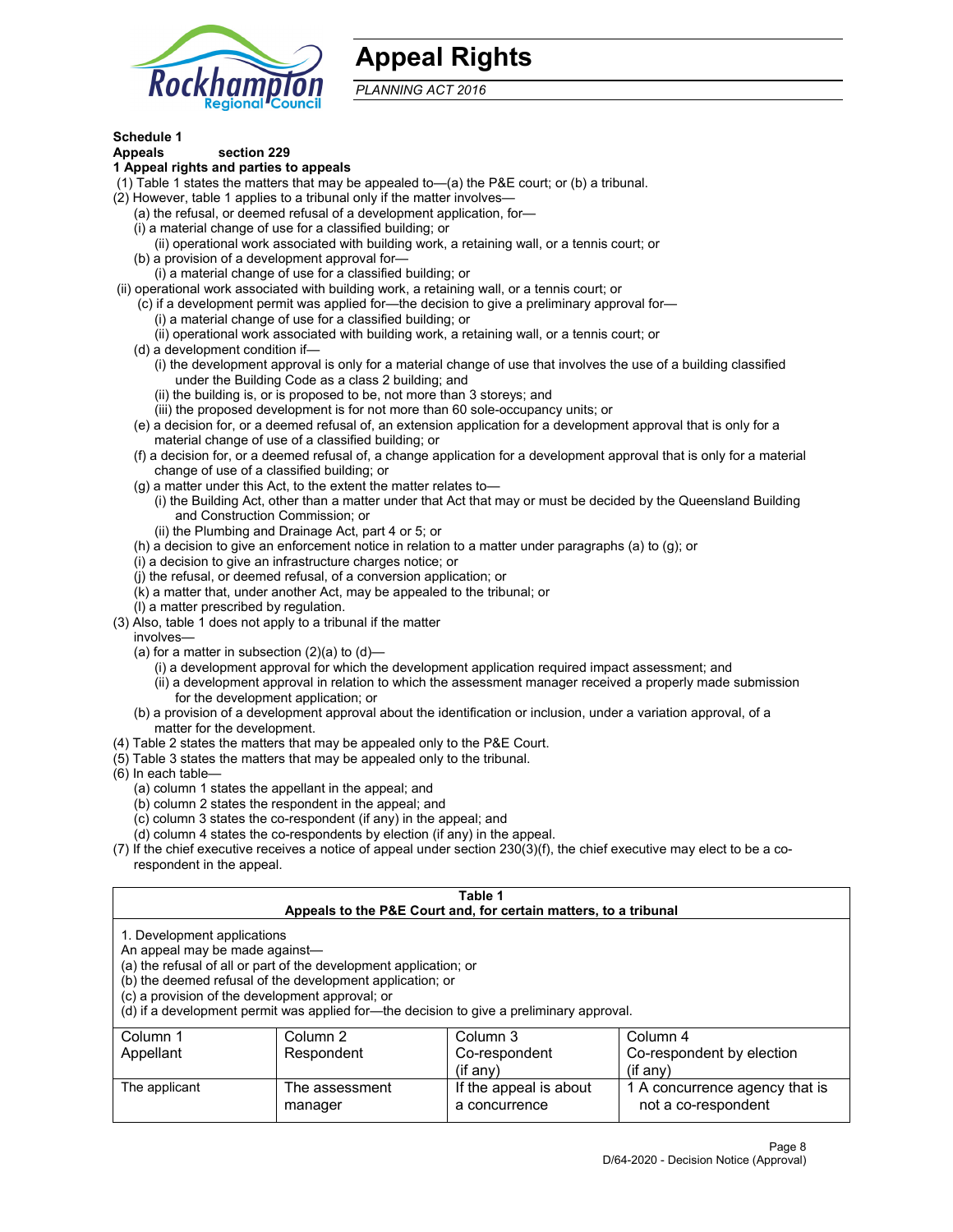# Appeal Rights

*PLANNING ACT 2016*

**Schedule 1**
**Appeals section 229**
**1 Appeal rights and parties to appeals**

(1) Table 1 states the matters that may be appealed to—(a) the P&E court; or (b) a tribunal.

(2) However, table 1 applies to a tribunal only if the matter involves—

(a) the refusal, or deemed refusal of a development application, for—

(i) a material change of use for a classified building; or

(ii) operational work associated with building work, a retaining wall, or a tennis court; or

(b) a provision of a development approval for—

(i) a material change of use for a classified building; or

(ii) operational work associated with building work, a retaining wall, or a tennis court; or

(c) if a development permit was applied for—the decision to give a preliminary approval for—

(i) a material change of use for a classified building; or

(ii) operational work associated with building work, a retaining wall, or a tennis court; or

(d) a development condition if—

(i) the development approval is only for a material change of use that involves the use of a building classified under the Building Code as a class 2 building; and

(ii) the building is, or is proposed to be, not more than 3 storeys; and

(iii) the proposed development is for not more than 60 sole-occupancy units; or

(e) a decision for, or a deemed refusal of, an extension application for a development approval that is only for a material change of use of a classified building; or

(f) a decision for, or a deemed refusal of, a change application for a development approval that is only for a material change of use of a classified building; or

(g) a matter under this Act, to the extent the matter relates to—

(i) the Building Act, other than a matter under that Act that may or must be decided by the Queensland Building and Construction Commission; or

(ii) the Plumbing and Drainage Act, part 4 or 5; or

(h) a decision to give an enforcement notice in relation to a matter under paragraphs (a) to (g); or

(i) a decision to give an infrastructure charges notice; or

(j) the refusal, or deemed refusal, of a conversion application; or

(k) a matter that, under another Act, may be appealed to the tribunal; or

(l) a matter prescribed by regulation.

(3) Also, table 1 does not apply to a tribunal if the matter involves—

(a) for a matter in subsection (2)(a) to (d)—

(i) a development approval for which the development application required impact assessment; and

(ii) a development approval in relation to which the assessment manager received a properly made submission for the development application; or

(b) a provision of a development approval about the identification or inclusion, under a variation approval, of a matter for the development.

(4) Table 2 states the matters that may be appealed only to the P&E Court.

(5) Table 3 states the matters that may be appealed only to the tribunal.

(6) In each table—

(a) column 1 states the appellant in the appeal; and

(b) column 2 states the respondent in the appeal; and

(c) column 3 states the co-respondent (if any) in the appeal; and

(d) column 4 states the co-respondents by election (if any) in the appeal.

(7) If the chief executive receives a notice of appeal under section 230(3)(f), the chief executive may elect to be a co-respondent in the appeal.

**Table 1**
**Appeals to the P&E Court and, for certain matters, to a tribunal**

1. Development applications

An appeal may be made against—

(a) the refusal of all or part of the development application; or

(b) the deemed refusal of the development application; or

(c) a provision of the development approval; or

(d) if a development permit was applied for—the decision to give a preliminary approval.

| Column 1<br>Appellant | Column 2<br>Respondent | Column 3<br>Co-respondent<br>(if any) | Column 4<br>Co-respondent by election<br>(if any) |
|---|---|---|---|
| The applicant | The assessment manager | If the appeal is about a concurrence | 1 A concurrence agency that is not a co-respondent |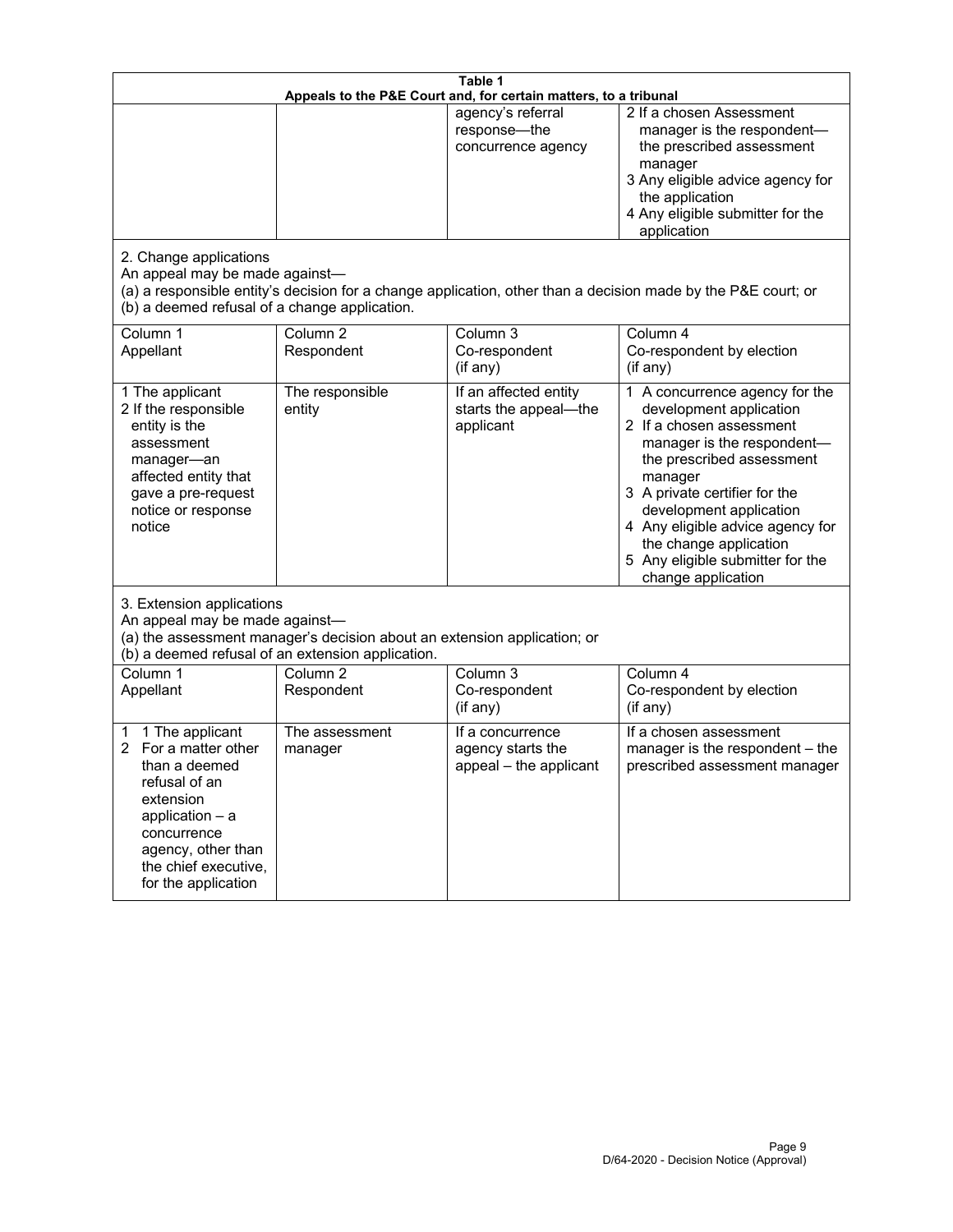**Table 1**
**Appeals to the P&E Court and, for certain matters, to a tribunal**

| | | | |
|---|---|---|---|
| | | agency's referral response—the concurrence agency | 2 If a chosen Assessment manager is the respondent—the prescribed assessment manager<br>3 Any eligible advice agency for the application<br>4 Any eligible submitter for the application |

2. Change applications
An appeal may be made against—
(a) a responsible entity's decision for a change application, other than a decision made by the P&E court; or
(b) a deemed refusal of a change application.

| Column 1<br>Appellant | Column 2<br>Respondent | Column 3<br>Co-respondent<br>(if any) | Column 4<br>Co-respondent by election<br>(if any) |
|---|---|---|---|
| 1 The applicant<br>2 If the responsible entity is the assessment manager—an affected entity that gave a pre-request notice or response notice | The responsible entity | If an affected entity starts the appeal—the applicant | 1 A concurrence agency for the development application<br>2 If a chosen assessment manager is the respondent—the prescribed assessment manager<br>3 A private certifier for the development application<br>4 Any eligible advice agency for the change application<br>5 Any eligible submitter for the change application |

3. Extension applications
An appeal may be made against—
(a) the assessment manager's decision about an extension application; or
(b) a deemed refusal of an extension application.

| Column 1<br>Appellant | Column 2<br>Respondent | Column 3<br>Co-respondent<br>(if any) | Column 4<br>Co-respondent by election<br>(if any) |
|---|---|---|---|
| 1 1 The applicant<br>2 For a matter other than a deemed refusal of an extension application – a concurrence agency, other than the chief executive, for the application | The assessment manager | If a concurrence agency starts the appeal – the applicant | If a chosen assessment manager is the respondent – the prescribed assessment manager |

D/64-2020 - Decision Notice (Approval)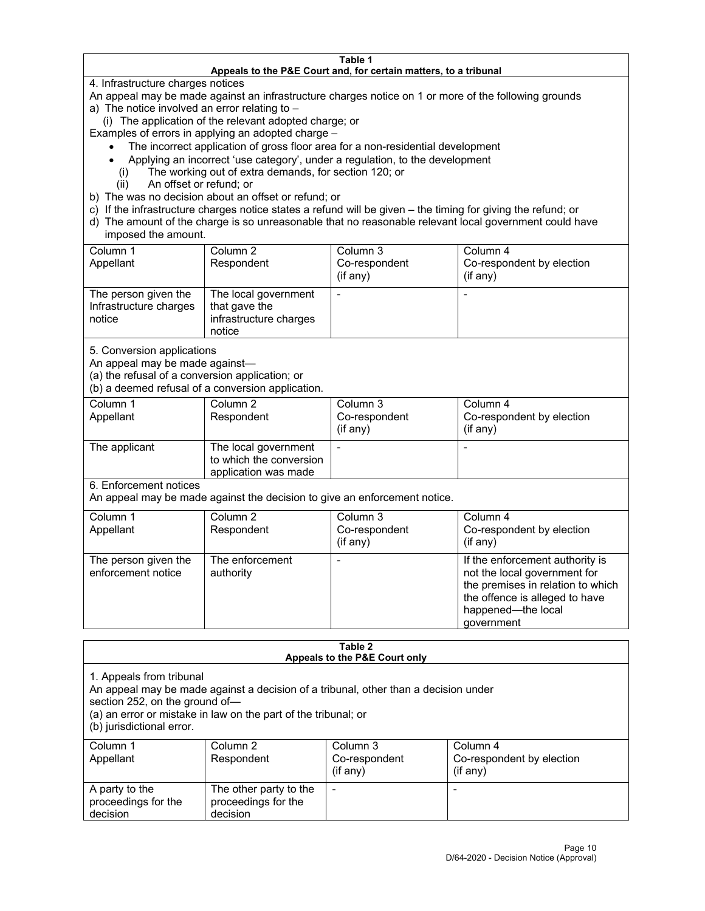**Table 1**
**Appeals to the P&E Court and, for certain matters, to a tribunal**

4. Infrastructure charges notices

An appeal may be made against an infrastructure charges notice on 1 or more of the following grounds

a) The notice involved an error relating to –

   (i) The application of the relevant adopted charge; or

Examples of errors in applying an adopted charge –

- The incorrect application of gross floor area for a non-residential development
- Applying an incorrect 'use category', under a regulation, to the development

   (i) The working out of extra demands, for section 120; or

   (ii) An offset or refund; or

b) The was no decision about an offset or refund; or

c) If the infrastructure charges notice states a refund will be given – the timing for giving the refund; or

d) The amount of the charge is so unreasonable that no reasonable relevant local government could have imposed the amount.

| Column 1<br>Appellant | Column 2<br>Respondent | Column 3<br>Co-respondent<br>(if any) | Column 4<br>Co-respondent by election<br>(if any) |
|---|---|---|---|
| The person given the Infrastructure charges notice | The local government that gave the infrastructure charges notice | - | - |

5. Conversion applications

An appeal may be made against—

(a) the refusal of a conversion application; or

(b) a deemed refusal of a conversion application.

| Column 1<br>Appellant | Column 2<br>Respondent | Column 3<br>Co-respondent<br>(if any) | Column 4<br>Co-respondent by election<br>(if any) |
|---|---|---|---|
| The applicant | The local government to which the conversion application was made | - | - |

6. Enforcement notices

An appeal may be made against the decision to give an enforcement notice.

| Column 1<br>Appellant | Column 2<br>Respondent | Column 3<br>Co-respondent<br>(if any) | Column 4<br>Co-respondent by election<br>(if any) |
|---|---|---|---|
| The person given the enforcement notice | The enforcement authority | - | If the enforcement authority is not the local government for the premises in relation to which the offence is alleged to have happened—the local government |

**Table 2**
**Appeals to the P&E Court only**

1. Appeals from tribunal

An appeal may be made against a decision of a tribunal, other than a decision under section 252, on the ground of—

(a) an error or mistake in law on the part of the tribunal; or

(b) jurisdictional error.

| Column 1<br>Appellant | Column 2<br>Respondent | Column 3<br>Co-respondent<br>(if any) | Column 4<br>Co-respondent by election<br>(if any) |
|---|---|---|---|
| A party to the proceedings for the decision | The other party to the proceedings for the decision | - | - |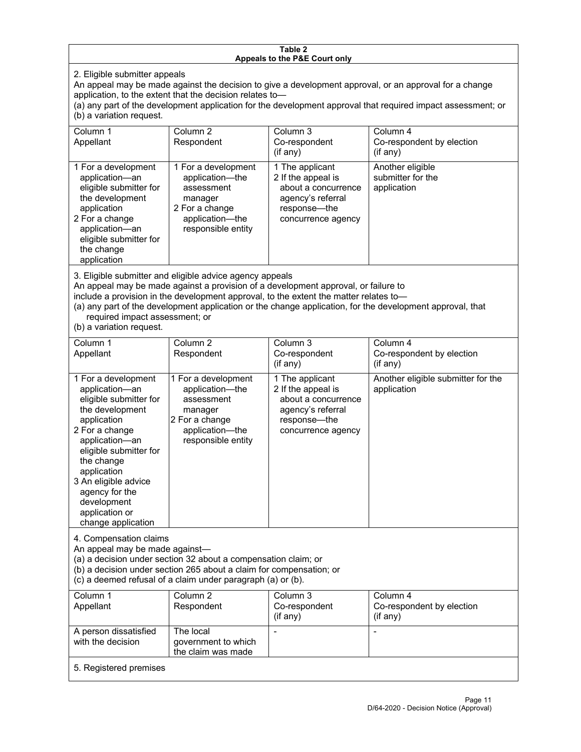**Table 2**
**Appeals to the P&E Court only**

2. Eligible submitter appeals

An appeal may be made against the decision to give a development approval, or an approval for a change application, to the extent that the decision relates to—

(a) any part of the development application for the development approval that required impact assessment; or

(b) a variation request.

| Column 1<br>Appellant | Column 2<br>Respondent | Column 3<br>Co-respondent<br>(if any) | Column 4<br>Co-respondent by election<br>(if any) |
|---|---|---|---|
| 1 For a development application—an eligible submitter for the development application<br>2 For a change application—an eligible submitter for the change application | 1 For a development application—the assessment manager<br>2 For a change application—the responsible entity | 1 The applicant<br>2 If the appeal is about a concurrence agency's referral response—the concurrence agency | Another eligible submitter for the application |

3. Eligible submitter and eligible advice agency appeals

An appeal may be made against a provision of a development approval, or failure to include a provision in the development approval, to the extent the matter relates to—

(a) any part of the development application or the change application, for the development approval, that required impact assessment; or

(b) a variation request.

| Column 1<br>Appellant | Column 2<br>Respondent | Column 3<br>Co-respondent<br>(if any) | Column 4<br>Co-respondent by election<br>(if any) |
|---|---|---|---|
| 1 For a development application—an eligible submitter for the development application<br>2 For a change application—an eligible submitter for the change application<br>3 An eligible advice agency for the development application or change application | 1 For a development application—the assessment manager<br>2 For a change application—the responsible entity | 1 The applicant<br>2 If the appeal is about a concurrence agency's referral response—the concurrence agency | Another eligible submitter for the application |

4. Compensation claims

An appeal may be made against—

(a) a decision under section 32 about a compensation claim; or

(b) a decision under section 265 about a claim for compensation; or

(c) a deemed refusal of a claim under paragraph (a) or (b).

| Column 1<br>Appellant | Column 2<br>Respondent | Column 3<br>Co-respondent<br>(if any) | Column 4<br>Co-respondent by election<br>(if any) |
|---|---|---|---|
| A person dissatisfied with the decision | The local government to which the claim was made | - | - |

5. Registered premises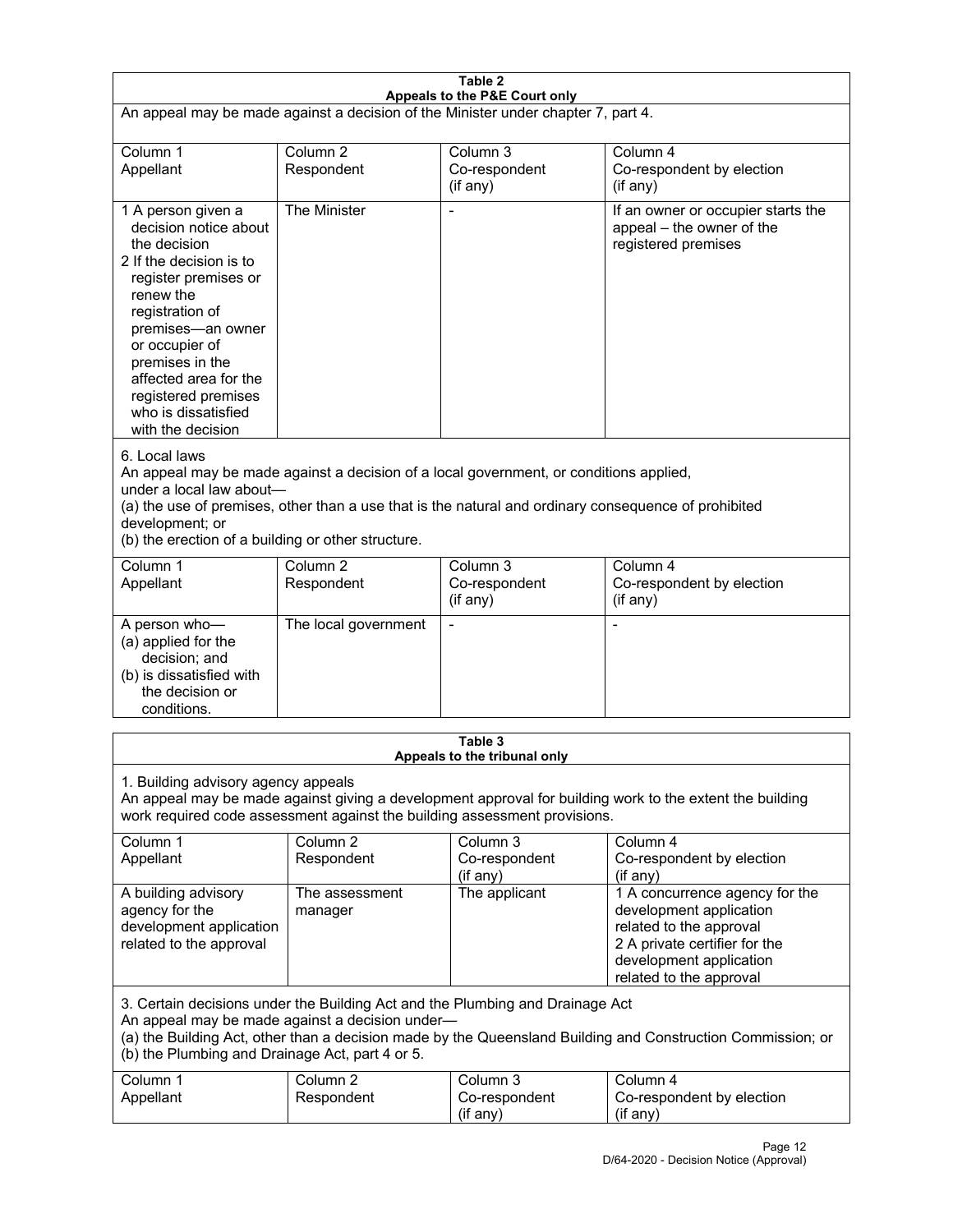**Table 2**
**Appeals to the P&E Court only**

An appeal may be made against a decision of the Minister under chapter 7, part 4.

| Column 1<br>Appellant | Column 2<br>Respondent | Column 3<br>Co-respondent<br>(if any) | Column 4<br>Co-respondent by election<br>(if any) |
|---|---|---|---|
| 1 A person given a decision notice about the decision<br>2 If the decision is to register premises or renew the registration of premises—an owner or occupier of premises in the affected area for the registered premises who is dissatisfied with the decision | The Minister | - | If an owner or occupier starts the appeal – the owner of the registered premises |

6. Local laws

An appeal may be made against a decision of a local government, or conditions applied, under a local law about—

(a) the use of premises, other than a use that is the natural and ordinary consequence of prohibited development; or

(b) the erection of a building or other structure.

| Column 1<br>Appellant | Column 2<br>Respondent | Column 3<br>Co-respondent<br>(if any) | Column 4<br>Co-respondent by election<br>(if any) |
|---|---|---|---|
| A person who—<br>(a) applied for the decision; and<br>(b) is dissatisfied with the decision or conditions. | The local government | - | - |

**Table 3**
**Appeals to the tribunal only**

1. Building advisory agency appeals

An appeal may be made against giving a development approval for building work to the extent the building work required code assessment against the building assessment provisions.

| Column 1<br>Appellant | Column 2<br>Respondent | Column 3<br>Co-respondent<br>(if any) | Column 4<br>Co-respondent by election<br>(if any) |
|---|---|---|---|
| A building advisory agency for the development application related to the approval | The assessment manager | The applicant | 1 A concurrence agency for the development application related to the approval<br>2 A private certifier for the development application related to the approval |

3. Certain decisions under the Building Act and the Plumbing and Drainage Act

An appeal may be made against a decision under—

(a) the Building Act, other than a decision made by the Queensland Building and Construction Commission; or

(b) the Plumbing and Drainage Act, part 4 or 5.

| Column 1<br>Appellant | Column 2<br>Respondent | Column 3<br>Co-respondent<br>(if any) | Column 4<br>Co-respondent by election<br>(if any) |
|---|---|---|---|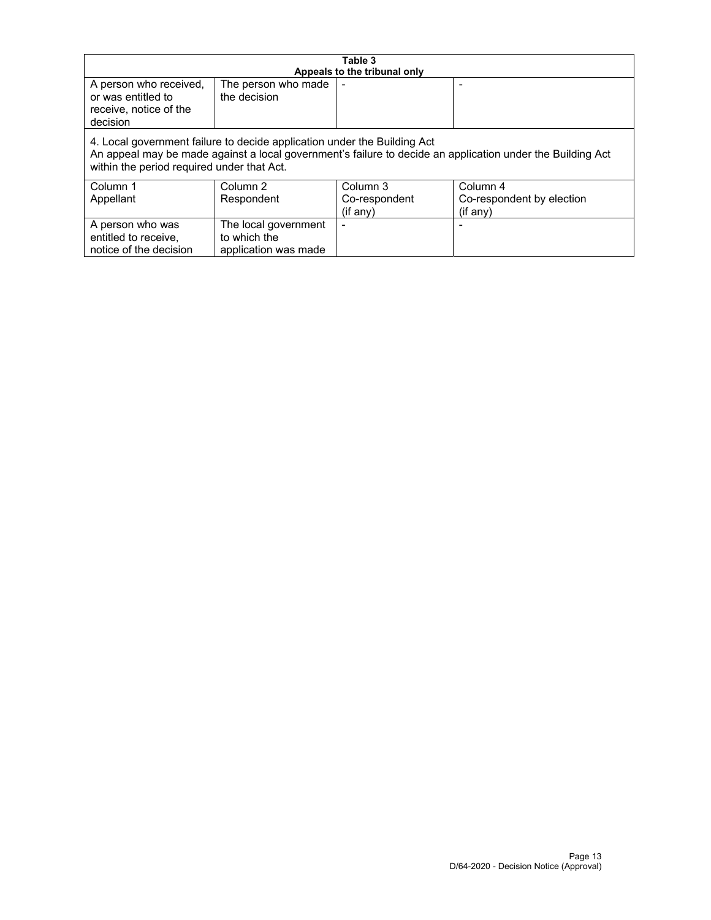| Table 3<br>Appeals to the tribunal only | | | |
|---|---|---|---|
| A person who received, or was entitled to receive, notice of the decision | The person who made the decision | - | - |
| 4. Local government failure to decide application under the Building Act<br>An appeal may be made against a local government's failure to decide an application under the Building Act within the period required under that Act. | | | |
| Column 1<br>Appellant | Column 2<br>Respondent | Column 3<br>Co-respondent<br>(if any) | Column 4<br>Co-respondent by election<br>(if any) |
| A person who was entitled to receive, notice of the decision | The local government to which the application was made | - | - |